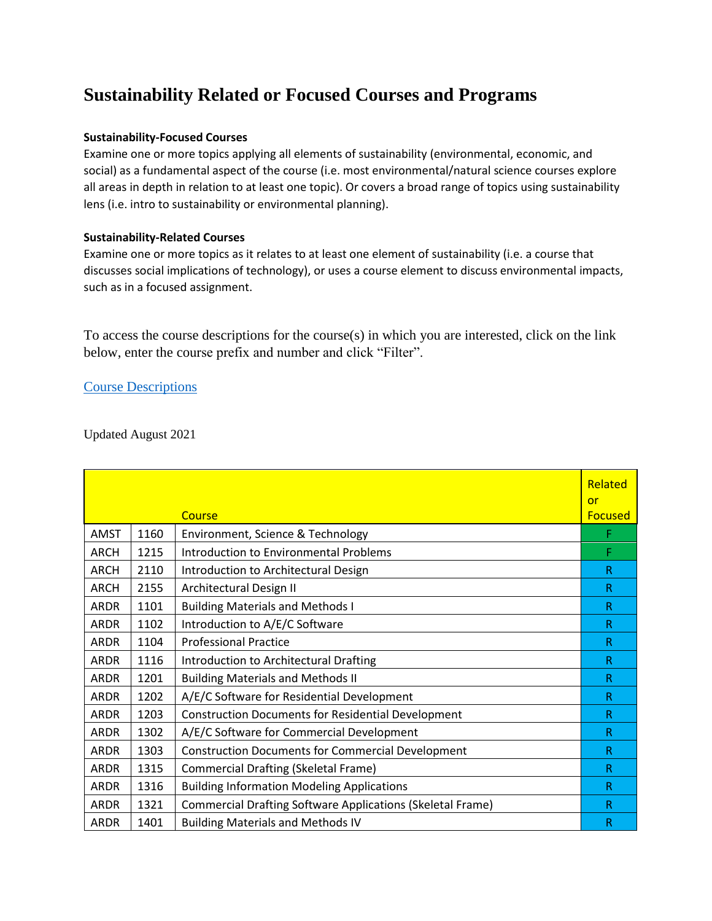# Sustainability Related or Focused Courses and Programs

**Sustainability-Focused Courses**
Examine one or more topics applying all elements of sustainability (environmental, economic, and social) as a fundamental aspect of the course (i.e. most environmental/natural science courses explore all areas in depth in relation to at least one topic). Or covers a broad range of topics using sustainability lens (i.e. intro to sustainability or environmental planning).

**Sustainability-Related Courses**
Examine one or more topics as it relates to at least one element of sustainability (i.e. a course that discusses social implications of technology), or uses a course element to discuss environmental impacts, such as in a focused assignment.

To access the course descriptions for the course(s) in which you are interested, click on the link below, enter the course prefix and number and click "Filter".

Course Descriptions

Updated August 2021

| | | Course | Related or Focused |
|---|---|---|---|
| AMST | 1160 | Environment, Science & Technology | F |
| ARCH | 1215 | Introduction to Environmental Problems | F |
| ARCH | 2110 | Introduction to Architectural Design | R |
| ARCH | 2155 | Architectural Design II | R |
| ARDR | 1101 | Building Materials and Methods I | R |
| ARDR | 1102 | Introduction to A/E/C Software | R |
| ARDR | 1104 | Professional Practice | R |
| ARDR | 1116 | Introduction to Architectural Drafting | R |
| ARDR | 1201 | Building Materials and Methods II | R |
| ARDR | 1202 | A/E/C Software for Residential Development | R |
| ARDR | 1203 | Construction Documents for Residential Development | R |
| ARDR | 1302 | A/E/C Software for Commercial Development | R |
| ARDR | 1303 | Construction Documents for Commercial Development | R |
| ARDR | 1315 | Commercial Drafting (Skeletal Frame) | R |
| ARDR | 1316 | Building Information Modeling Applications | R |
| ARDR | 1321 | Commercial Drafting Software Applications (Skeletal Frame) | R |
| ARDR | 1401 | Building Materials and Methods IV | R |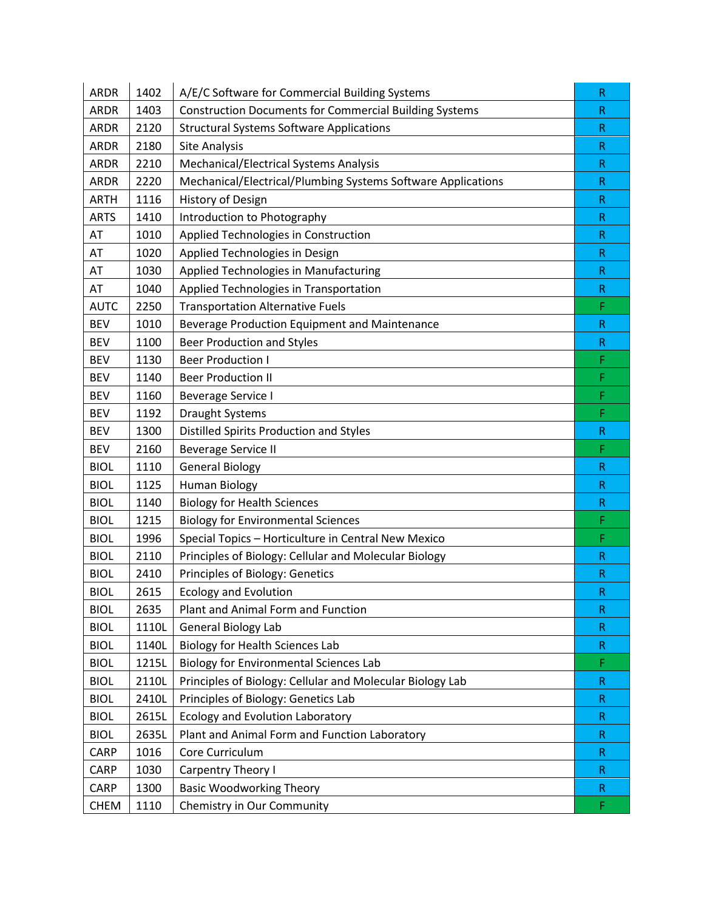| ARDR | 1402 | A/E/C Software for Commercial Building Systems | R |
|---|---|---|---|
| ARDR | 1403 | Construction Documents for Commercial Building Systems | R |
| ARDR | 2120 | Structural Systems Software Applications | R |
| ARDR | 2180 | Site Analysis | R |
| ARDR | 2210 | Mechanical/Electrical Systems Analysis | R |
| ARDR | 2220 | Mechanical/Electrical/Plumbing Systems Software Applications | R |
| ARTH | 1116 | History of Design | R |
| ARTS | 1410 | Introduction to Photography | R |
| AT | 1010 | Applied Technologies in Construction | R |
| AT | 1020 | Applied Technologies in Design | R |
| AT | 1030 | Applied Technologies in Manufacturing | R |
| AT | 1040 | Applied Technologies in Transportation | R |
| AUTC | 2250 | Transportation Alternative Fuels | F |
| BEV | 1010 | Beverage Production Equipment and Maintenance | R |
| BEV | 1100 | Beer Production and Styles | R |
| BEV | 1130 | Beer Production I | F |
| BEV | 1140 | Beer Production II | F |
| BEV | 1160 | Beverage Service I | F |
| BEV | 1192 | Draught Systems | F |
| BEV | 1300 | Distilled Spirits Production and Styles | R |
| BEV | 2160 | Beverage Service II | F |
| BIOL | 1110 | General Biology | R |
| BIOL | 1125 | Human Biology | R |
| BIOL | 1140 | Biology for Health Sciences | R |
| BIOL | 1215 | Biology for Environmental Sciences | F |
| BIOL | 1996 | Special Topics – Horticulture in Central New Mexico | F |
| BIOL | 2110 | Principles of Biology: Cellular and Molecular Biology | R |
| BIOL | 2410 | Principles of Biology: Genetics | R |
| BIOL | 2615 | Ecology and Evolution | R |
| BIOL | 2635 | Plant and Animal Form and Function | R |
| BIOL | 1110L | General Biology Lab | R |
| BIOL | 1140L | Biology for Health Sciences Lab | R |
| BIOL | 1215L | Biology for Environmental Sciences Lab | F |
| BIOL | 2110L | Principles of Biology: Cellular and Molecular Biology Lab | R |
| BIOL | 2410L | Principles of Biology: Genetics Lab | R |
| BIOL | 2615L | Ecology and Evolution Laboratory | R |
| BIOL | 2635L | Plant and Animal Form and Function Laboratory | R |
| CARP | 1016 | Core Curriculum | R |
| CARP | 1030 | Carpentry Theory I | R |
| CARP | 1300 | Basic Woodworking Theory | R |
| CHEM | 1110 | Chemistry in Our Community | F |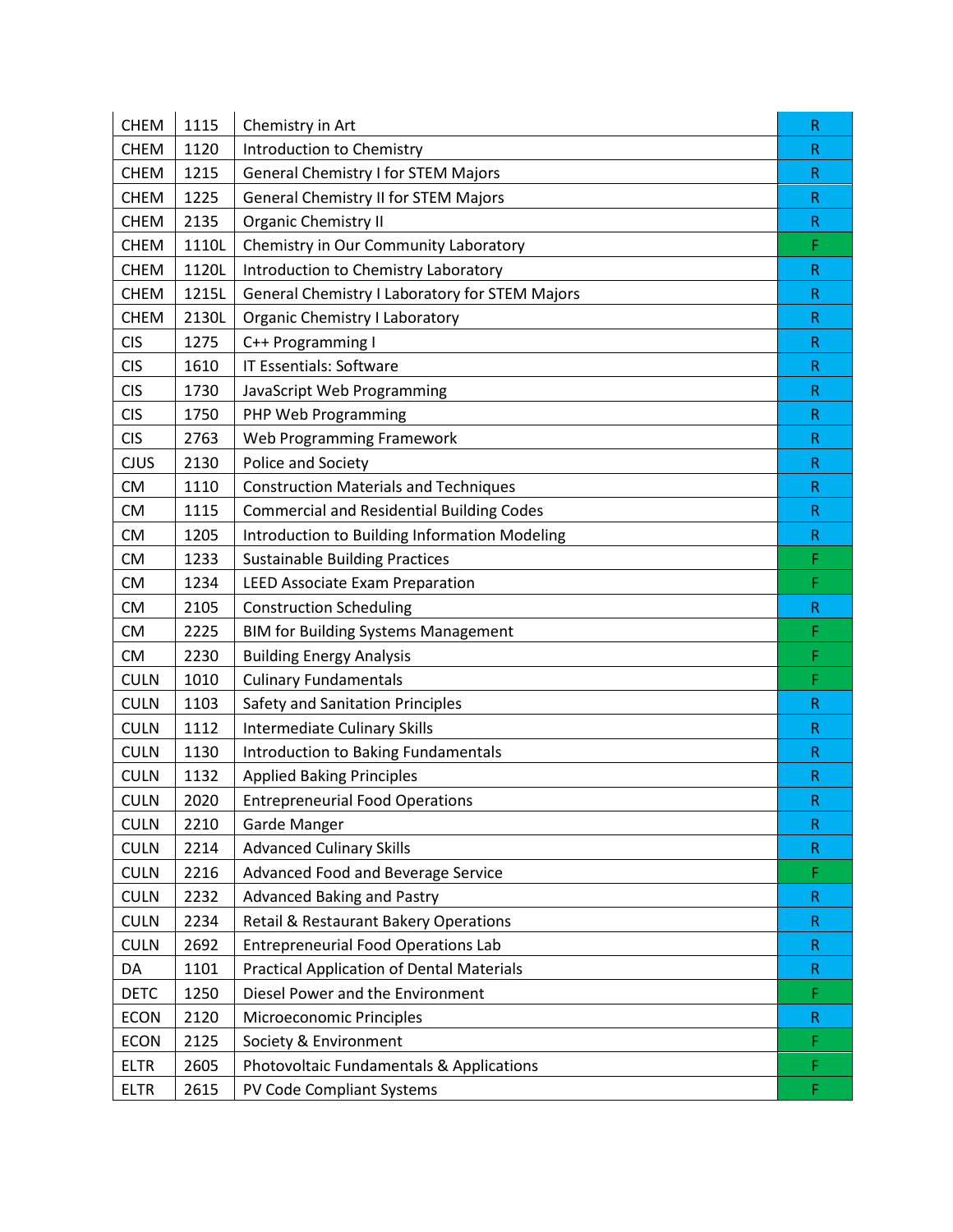| CHEM | 1115 | Chemistry in Art | R |
|---|---|---|---|
| CHEM | 1120 | Introduction to Chemistry | R |
| CHEM | 1215 | General Chemistry I for STEM Majors | R |
| CHEM | 1225 | General Chemistry II for STEM Majors | R |
| CHEM | 2135 | Organic Chemistry II | R |
| CHEM | 1110L | Chemistry in Our Community Laboratory | F |
| CHEM | 1120L | Introduction to Chemistry Laboratory | R |
| CHEM | 1215L | General Chemistry I Laboratory for STEM Majors | R |
| CHEM | 2130L | Organic Chemistry I Laboratory | R |
| CIS | 1275 | C++ Programming I | R |
| CIS | 1610 | IT Essentials: Software | R |
| CIS | 1730 | JavaScript Web Programming | R |
| CIS | 1750 | PHP Web Programming | R |
| CIS | 2763 | Web Programming Framework | R |
| CJUS | 2130 | Police and Society | R |
| CM | 1110 | Construction Materials and Techniques | R |
| CM | 1115 | Commercial and Residential Building Codes | R |
| CM | 1205 | Introduction to Building Information Modeling | R |
| CM | 1233 | Sustainable Building Practices | F |
| CM | 1234 | LEED Associate Exam Preparation | F |
| CM | 2105 | Construction Scheduling | R |
| CM | 2225 | BIM for Building Systems Management | F |
| CM | 2230 | Building Energy Analysis | F |
| CULN | 1010 | Culinary Fundamentals | F |
| CULN | 1103 | Safety and Sanitation Principles | R |
| CULN | 1112 | Intermediate Culinary Skills | R |
| CULN | 1130 | Introduction to Baking Fundamentals | R |
| CULN | 1132 | Applied Baking Principles | R |
| CULN | 2020 | Entrepreneurial Food Operations | R |
| CULN | 2210 | Garde Manger | R |
| CULN | 2214 | Advanced Culinary Skills | R |
| CULN | 2216 | Advanced Food and Beverage Service | F |
| CULN | 2232 | Advanced Baking and Pastry | R |
| CULN | 2234 | Retail & Restaurant Bakery Operations | R |
| CULN | 2692 | Entrepreneurial Food Operations Lab | R |
| DA | 1101 | Practical Application of Dental Materials | R |
| DETC | 1250 | Diesel Power and the Environment | F |
| ECON | 2120 | Microeconomic Principles | R |
| ECON | 2125 | Society & Environment | F |
| ELTR | 2605 | Photovoltaic Fundamentals & Applications | F |
| ELTR | 2615 | PV Code Compliant Systems | F |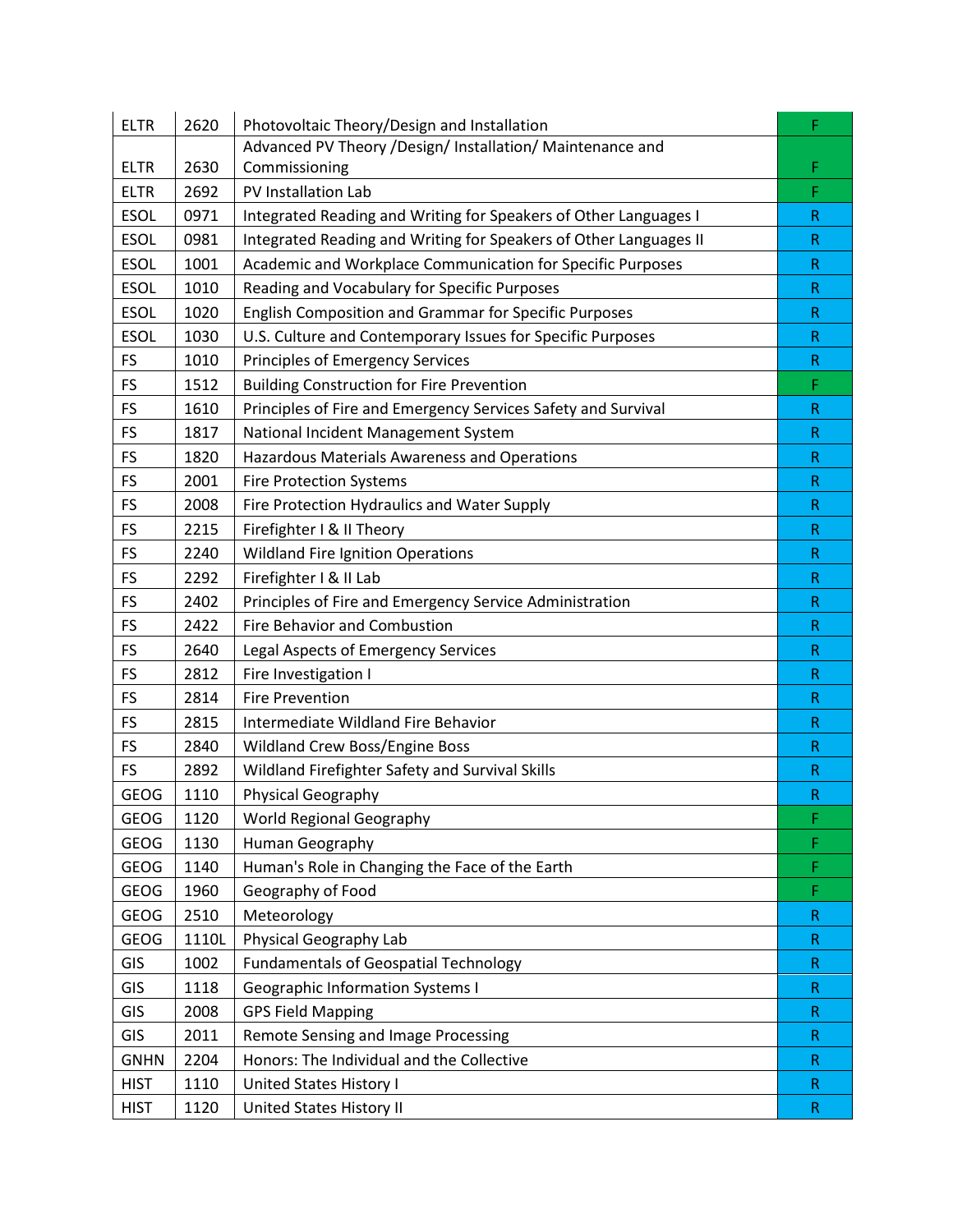| | | | |
|---|---|---|---|
| ELTR | 2620 | Photovoltaic Theory/Design and Installation | F |
| ELTR | 2630 | Advanced PV Theory /Design/ Installation/ Maintenance and Commissioning | F |
| ELTR | 2692 | PV Installation Lab | F |
| ESOL | 0971 | Integrated Reading and Writing for Speakers of Other Languages I | R |
| ESOL | 0981 | Integrated Reading and Writing for Speakers of Other Languages II | R |
| ESOL | 1001 | Academic and Workplace Communication for Specific Purposes | R |
| ESOL | 1010 | Reading and Vocabulary for Specific Purposes | R |
| ESOL | 1020 | English Composition and Grammar for Specific Purposes | R |
| ESOL | 1030 | U.S. Culture and Contemporary Issues for Specific Purposes | R |
| FS | 1010 | Principles of Emergency Services | R |
| FS | 1512 | Building Construction for Fire Prevention | F |
| FS | 1610 | Principles of Fire and Emergency Services Safety and Survival | R |
| FS | 1817 | National Incident Management System | R |
| FS | 1820 | Hazardous Materials Awareness and Operations | R |
| FS | 2001 | Fire Protection Systems | R |
| FS | 2008 | Fire Protection Hydraulics and Water Supply | R |
| FS | 2215 | Firefighter I & II Theory | R |
| FS | 2240 | Wildland Fire Ignition Operations | R |
| FS | 2292 | Firefighter I & II Lab | R |
| FS | 2402 | Principles of Fire and Emergency Service Administration | R |
| FS | 2422 | Fire Behavior and Combustion | R |
| FS | 2640 | Legal Aspects of Emergency Services | R |
| FS | 2812 | Fire Investigation I | R |
| FS | 2814 | Fire Prevention | R |
| FS | 2815 | Intermediate Wildland Fire Behavior | R |
| FS | 2840 | Wildland Crew Boss/Engine Boss | R |
| FS | 2892 | Wildland Firefighter Safety and Survival Skills | R |
| GEOG | 1110 | Physical Geography | R |
| GEOG | 1120 | World Regional Geography | F |
| GEOG | 1130 | Human Geography | F |
| GEOG | 1140 | Human's Role in Changing the Face of the Earth | F |
| GEOG | 1960 | Geography of Food | F |
| GEOG | 2510 | Meteorology | R |
| GEOG | 1110L | Physical Geography Lab | R |
| GIS | 1002 | Fundamentals of Geospatial Technology | R |
| GIS | 1118 | Geographic Information Systems I | R |
| GIS | 2008 | GPS Field Mapping | R |
| GIS | 2011 | Remote Sensing and Image Processing | R |
| GNHN | 2204 | Honors: The Individual and the Collective | R |
| HIST | 1110 | United States History I | R |
| HIST | 1120 | United States History II | R |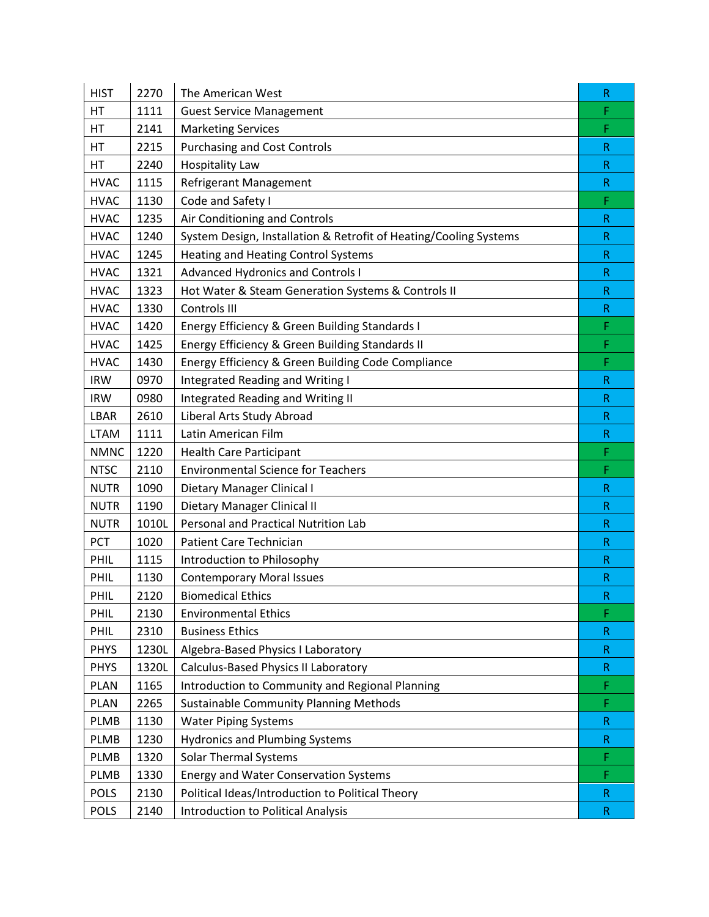| | | | |
|---|---|---|---|
| HIST | 2270 | The American West | R |
| HT | 1111 | Guest Service Management | F |
| HT | 2141 | Marketing Services | F |
| HT | 2215 | Purchasing and Cost Controls | R |
| HT | 2240 | Hospitality Law | R |
| HVAC | 1115 | Refrigerant Management | R |
| HVAC | 1130 | Code and Safety I | F |
| HVAC | 1235 | Air Conditioning and Controls | R |
| HVAC | 1240 | System Design, Installation & Retrofit of Heating/Cooling Systems | R |
| HVAC | 1245 | Heating and Heating Control Systems | R |
| HVAC | 1321 | Advanced Hydronics and Controls I | R |
| HVAC | 1323 | Hot Water & Steam Generation Systems & Controls II | R |
| HVAC | 1330 | Controls III | R |
| HVAC | 1420 | Energy Efficiency & Green Building Standards I | F |
| HVAC | 1425 | Energy Efficiency & Green Building Standards II | F |
| HVAC | 1430 | Energy Efficiency & Green Building Code Compliance | F |
| IRW | 0970 | Integrated Reading and Writing I | R |
| IRW | 0980 | Integrated Reading and Writing II | R |
| LBAR | 2610 | Liberal Arts Study Abroad | R |
| LTAM | 1111 | Latin American Film | R |
| NMNC | 1220 | Health Care Participant | F |
| NTSC | 2110 | Environmental Science for Teachers | F |
| NUTR | 1090 | Dietary Manager Clinical I | R |
| NUTR | 1190 | Dietary Manager Clinical II | R |
| NUTR | 1010L | Personal and Practical Nutrition Lab | R |
| PCT | 1020 | Patient Care Technician | R |
| PHIL | 1115 | Introduction to Philosophy | R |
| PHIL | 1130 | Contemporary Moral Issues | R |
| PHIL | 2120 | Biomedical Ethics | R |
| PHIL | 2130 | Environmental Ethics | F |
| PHIL | 2310 | Business Ethics | R |
| PHYS | 1230L | Algebra-Based Physics I Laboratory | R |
| PHYS | 1320L | Calculus-Based Physics II Laboratory | R |
| PLAN | 1165 | Introduction to Community and Regional Planning | F |
| PLAN | 2265 | Sustainable Community Planning Methods | F |
| PLMB | 1130 | Water Piping Systems | R |
| PLMB | 1230 | Hydronics and Plumbing Systems | R |
| PLMB | 1320 | Solar Thermal Systems | F |
| PLMB | 1330 | Energy and Water Conservation Systems | F |
| POLS | 2130 | Political Ideas/Introduction to Political Theory | R |
| POLS | 2140 | Introduction to Political Analysis | R |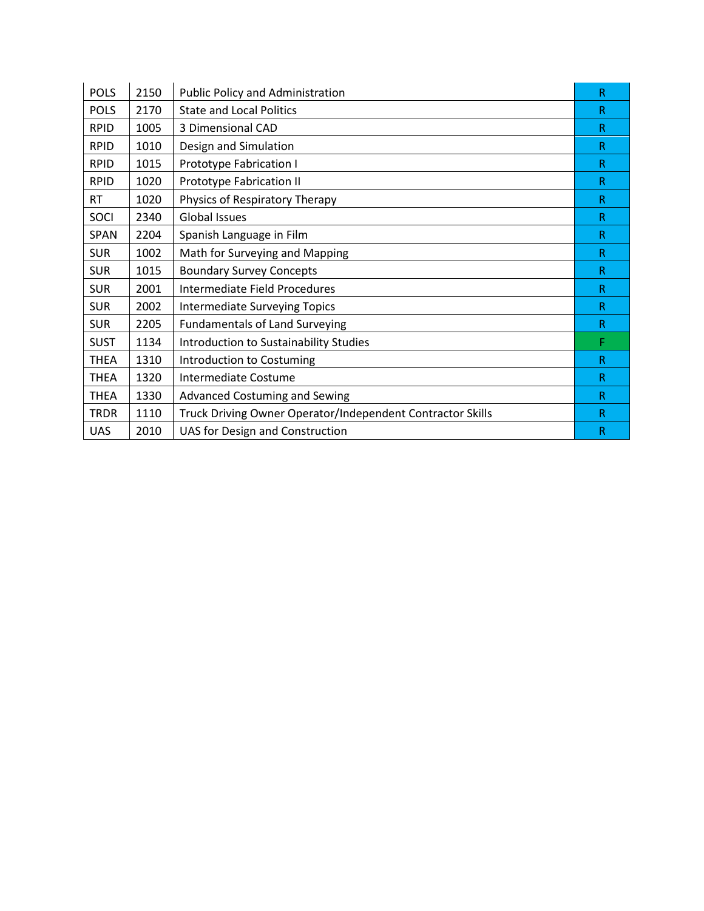| | | | |
|---|---|---|---|
| POLS | 2150 | Public Policy and Administration | R |
| POLS | 2170 | State and Local Politics | R |
| RPID | 1005 | 3 Dimensional CAD | R |
| RPID | 1010 | Design and Simulation | R |
| RPID | 1015 | Prototype Fabrication I | R |
| RPID | 1020 | Prototype Fabrication II | R |
| RT | 1020 | Physics of Respiratory Therapy | R |
| SOCI | 2340 | Global Issues | R |
| SPAN | 2204 | Spanish Language in Film | R |
| SUR | 1002 | Math for Surveying and Mapping | R |
| SUR | 1015 | Boundary Survey Concepts | R |
| SUR | 2001 | Intermediate Field Procedures | R |
| SUR | 2002 | Intermediate Surveying Topics | R |
| SUR | 2205 | Fundamentals of Land Surveying | R |
| SUST | 1134 | Introduction to Sustainability Studies | F |
| THEA | 1310 | Introduction to Costuming | R |
| THEA | 1320 | Intermediate Costume | R |
| THEA | 1330 | Advanced Costuming and Sewing | R |
| TRDR | 1110 | Truck Driving Owner Operator/Independent Contractor Skills | R |
| UAS | 2010 | UAS for Design and Construction | R |